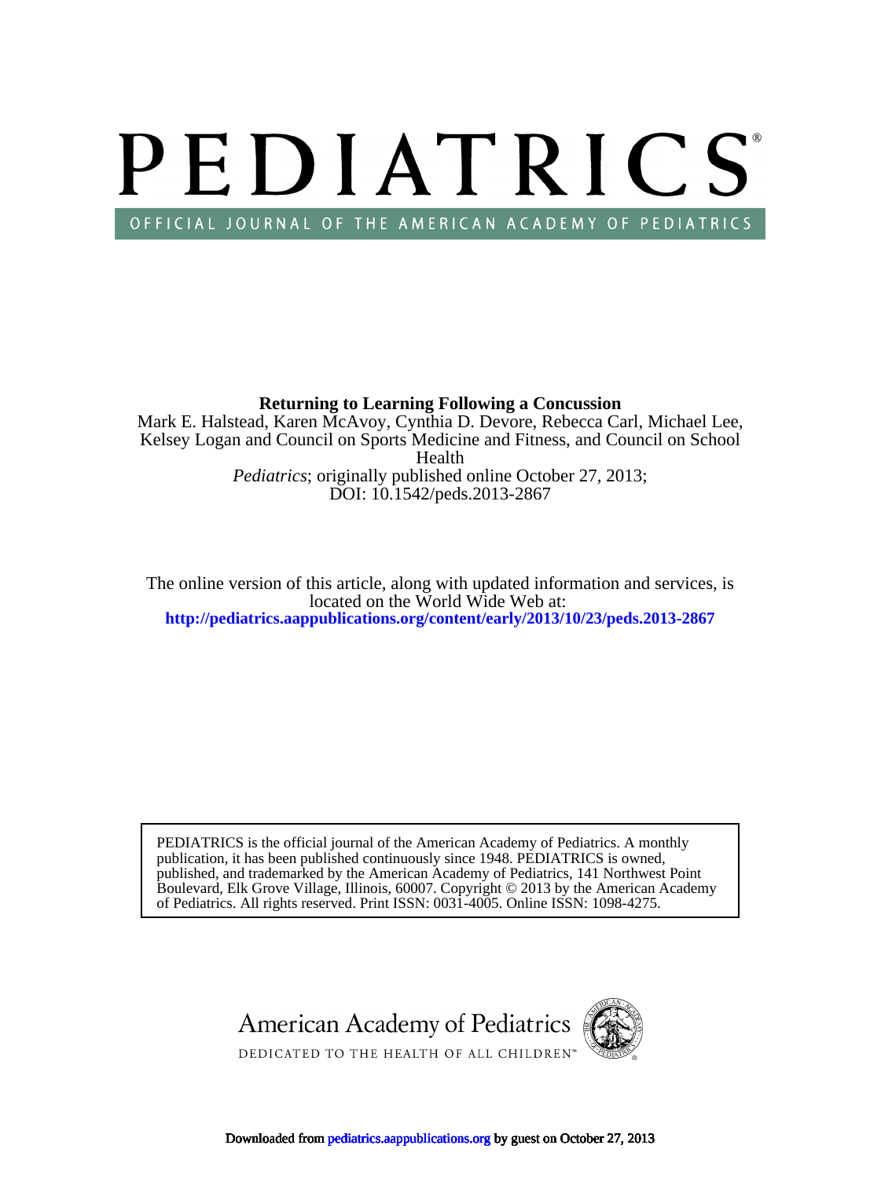# PEDIATRICS

OFFICIAL JOURNAL OF THE AMERICAN ACADEMY OF PEDIATRICS

**Returning to Learning Following a Concussion**

Mark E. Halstead, Karen McAvoy, Cynthia D. Devore, Rebecca Carl, Michael Lee, Kelsey Logan and Council on Sports Medicine and Fitness, and Council on School Health

*Pediatrics*; originally published online October 27, 2013;
DOI: 10.1542/peds.2013-2867

The online version of this article, along with updated information and services, is located on the World Wide Web at:
**http://pediatrics.aappublications.org/content/early/2013/10/23/peds.2013-2867**

PEDIATRICS is the official journal of the American Academy of Pediatrics. A monthly publication, it has been published continuously since 1948. PEDIATRICS is owned, published, and trademarked by the American Academy of Pediatrics, 141 Northwest Point Boulevard, Elk Grove Village, Illinois, 60007. Copyright © 2013 by the American Academy of Pediatrics. All rights reserved. Print ISSN: 0031-4005. Online ISSN: 1098-4275.

American Academy of Pediatrics
DEDICATED TO THE HEALTH OF ALL CHILDREN™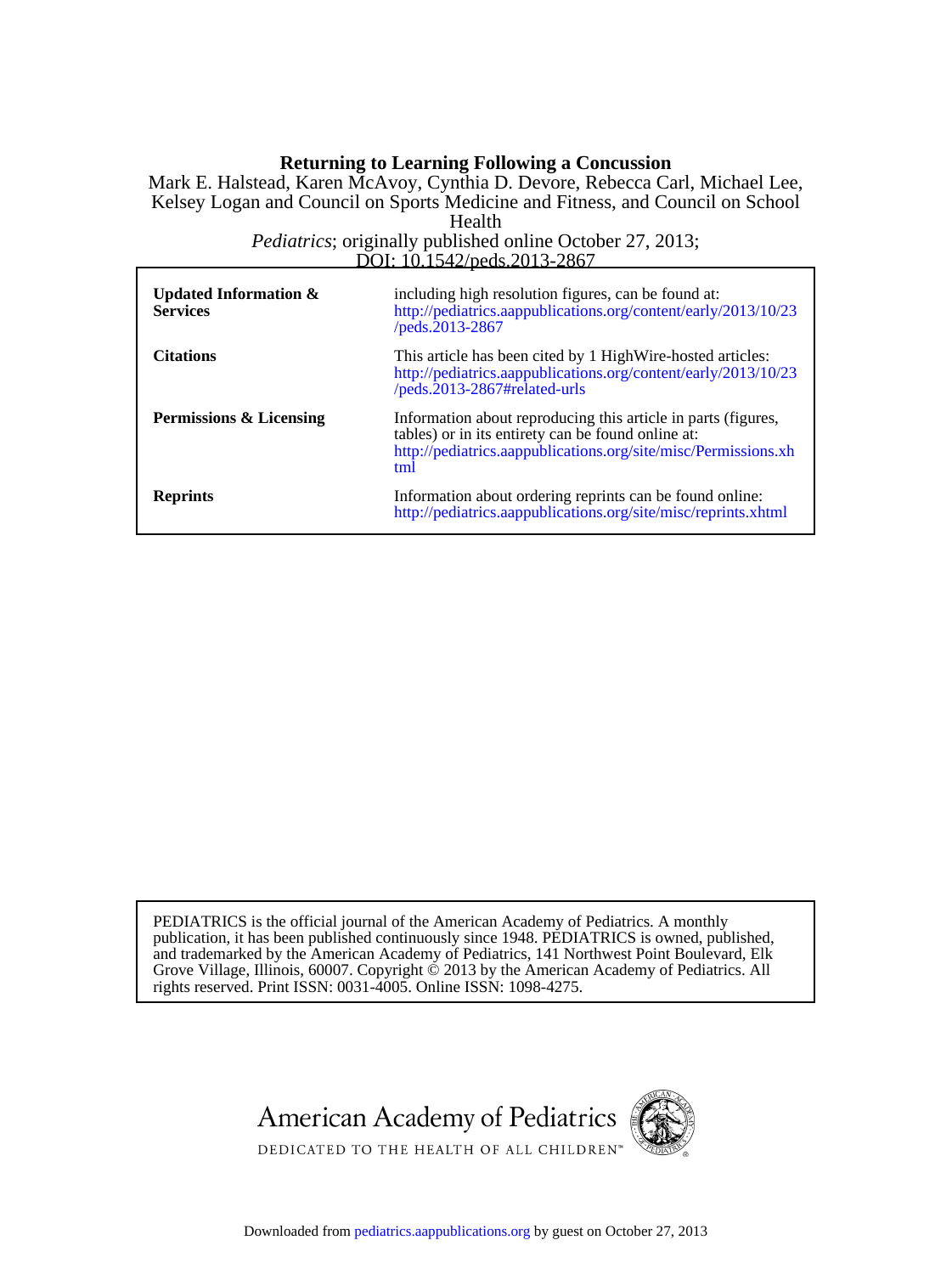**Returning to Learning Following a Concussion**

Mark E. Halstead, Karen McAvoy, Cynthia D. Devore, Rebecca Carl, Michael Lee, Kelsey Logan and Council on Sports Medicine and Fitness, and Council on School Health

*Pediatrics*; originally published online October 27, 2013;
DOI: 10.1542/peds.2013-2867

| | |
|---|---|
| **Updated Information & Services** | including high resolution figures, can be found at: http://pediatrics.aappublications.org/content/early/2013/10/23/peds.2013-2867 |
| **Citations** | This article has been cited by 1 HighWire-hosted articles: http://pediatrics.aappublications.org/content/early/2013/10/23/peds.2013-2867#related-urls |
| **Permissions & Licensing** | Information about reproducing this article in parts (figures, tables) or in its entirety can be found online at: http://pediatrics.aappublications.org/site/misc/Permissions.xhtml |
| **Reprints** | Information about ordering reprints can be found online: http://pediatrics.aappublications.org/site/misc/reprints.xhtml |

PEDIATRICS is the official journal of the American Academy of Pediatrics. A monthly publication, it has been published continuously since 1948. PEDIATRICS is owned, published, and trademarked by the American Academy of Pediatrics, 141 Northwest Point Boulevard, Elk Grove Village, Illinois, 60007. Copyright © 2013 by the American Academy of Pediatrics. All rights reserved. Print ISSN: 0031-4005. Online ISSN: 1098-4275.

American Academy of Pediatrics
DEDICATED TO THE HEALTH OF ALL CHILDREN™

Downloaded from pediatrics.aappublications.org by guest on October 27, 2013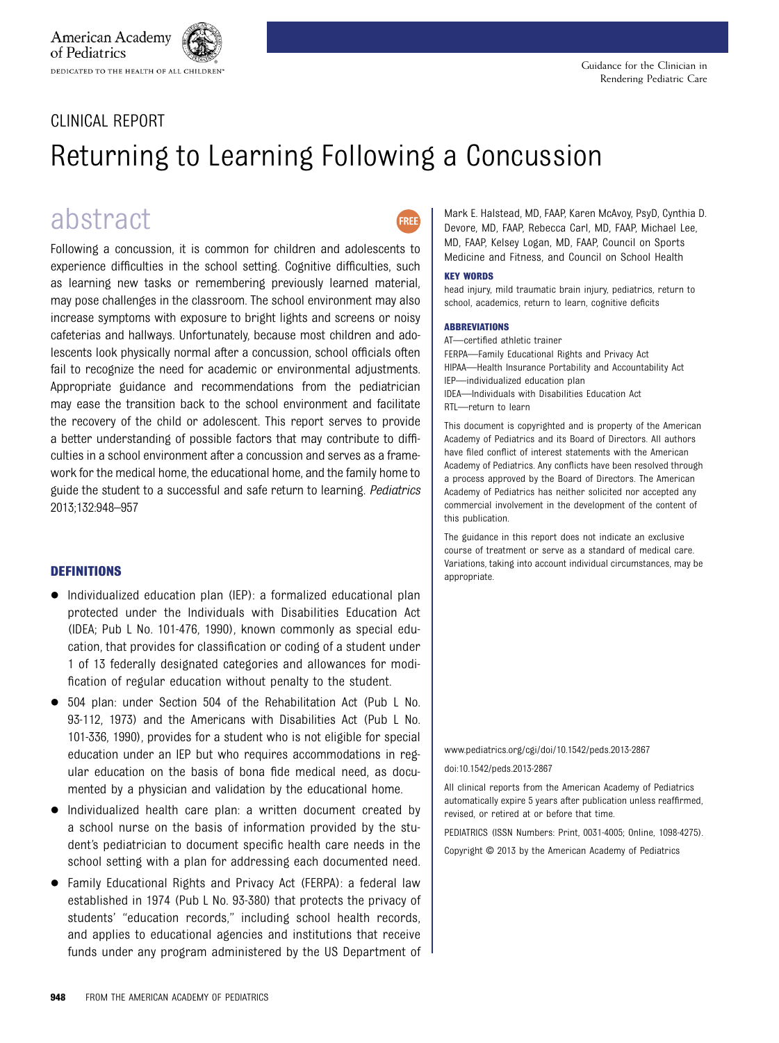CLINICAL REPORT

# Returning to Learning Following a Concussion

## abstract

Following a concussion, it is common for children and adolescents to experience difficulties in the school setting. Cognitive difficulties, such as learning new tasks or remembering previously learned material, may pose challenges in the classroom. The school environment may also increase symptoms with exposure to bright lights and screens or noisy cafeterias and hallways. Unfortunately, because most children and adolescents look physically normal after a concussion, school officials often fail to recognize the need for academic or environmental adjustments. Appropriate guidance and recommendations from the pediatrician may ease the transition back to the school environment and facilitate the recovery of the child or adolescent. This report serves to provide a better understanding of possible factors that may contribute to difficulties in a school environment after a concussion and serves as a framework for the medical home, the educational home, and the family home to guide the student to a successful and safe return to learning. *Pediatrics* 2013;132:948–957

Mark E. Halstead, MD, FAAP, Karen McAvoy, PsyD, Cynthia D. Devore, MD, FAAP, Rebecca Carl, MD, FAAP, Michael Lee, MD, FAAP, Kelsey Logan, MD, FAAP, Council on Sports Medicine and Fitness, and Council on School Health

**KEY WORDS**

head injury, mild traumatic brain injury, pediatrics, return to school, academics, return to learn, cognitive deficits

**ABBREVIATIONS**

AT—certified athletic trainer
FERPA—Family Educational Rights and Privacy Act
HIPAA—Health Insurance Portability and Accountability Act
IEP—individualized education plan
IDEA—Individuals with Disabilities Education Act
RTL—return to learn

This document is copyrighted and is property of the American Academy of Pediatrics and its Board of Directors. All authors have filed conflict of interest statements with the American Academy of Pediatrics. Any conflicts have been resolved through a process approved by the Board of Directors. The American Academy of Pediatrics has neither solicited nor accepted any commercial involvement in the development of the content of this publication.

The guidance in this report does not indicate an exclusive course of treatment or serve as a standard of medical care. Variations, taking into account individual circumstances, may be appropriate.

www.pediatrics.org/cgi/doi/10.1542/peds.2013-2867

doi:10.1542/peds.2013-2867

All clinical reports from the American Academy of Pediatrics automatically expire 5 years after publication unless reaffirmed, revised, or retired at or before that time.

PEDIATRICS (ISSN Numbers: Print, 0031-4005; Online, 1098-4275).

Copyright © 2013 by the American Academy of Pediatrics

## DEFINITIONS

- Individualized education plan (IEP): a formalized educational plan protected under the Individuals with Disabilities Education Act (IDEA; Pub L No. 101-476, 1990), known commonly as special education, that provides for classification or coding of a student under 1 of 13 federally designated categories and allowances for modification of regular education without penalty to the student.
- 504 plan: under Section 504 of the Rehabilitation Act (Pub L No. 93-112, 1973) and the Americans with Disabilities Act (Pub L No. 101-336, 1990), provides for a student who is not eligible for special education under an IEP but who requires accommodations in regular education on the basis of bona fide medical need, as documented by a physician and validation by the educational home.
- Individualized health care plan: a written document created by a school nurse on the basis of information provided by the student's pediatrician to document specific health care needs in the school setting with a plan for addressing each documented need.
- Family Educational Rights and Privacy Act (FERPA): a federal law established in 1974 (Pub L No. 93-380) that protects the privacy of students' "education records," including school health records, and applies to educational agencies and institutions that receive funds under any program administered by the US Department of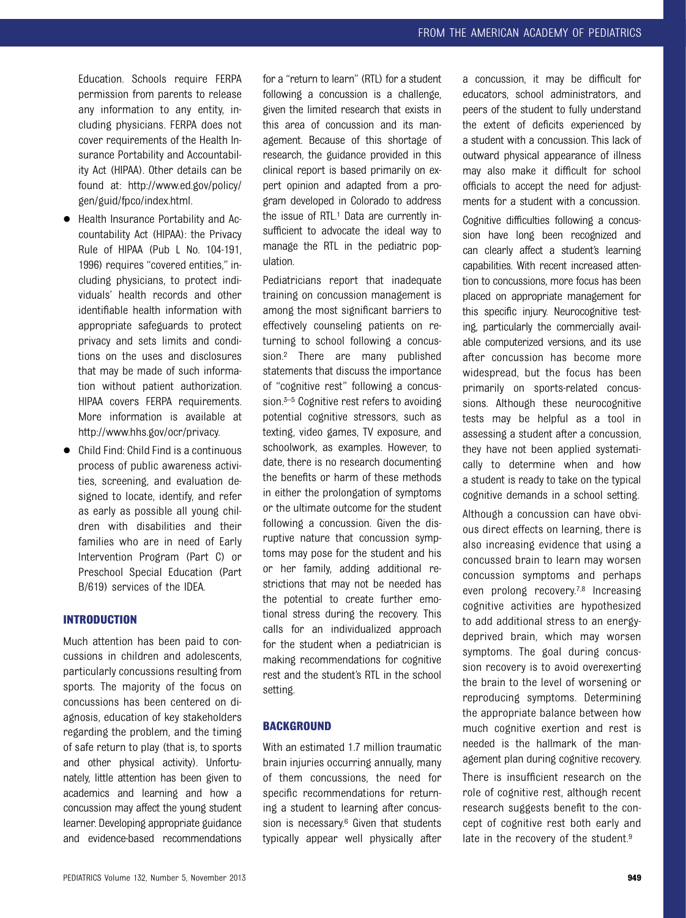Education. Schools require FERPA permission from parents to release any information to any entity, including physicians. FERPA does not cover requirements of the Health Insurance Portability and Accountability Act (HIPAA). Other details can be found at: http://www.ed.gov/policy/gen/guid/fpco/index.html.

- Health Insurance Portability and Accountability Act (HIPAA): the Privacy Rule of HIPAA (Pub L No. 104-191, 1996) requires "covered entities," including physicians, to protect individuals' health records and other identifiable health information with appropriate safeguards to protect privacy and sets limits and conditions on the uses and disclosures that may be made of such information without patient authorization. HIPAA covers FERPA requirements. More information is available at http://www.hhs.gov/ocr/privacy.
- Child Find: Child Find is a continuous process of public awareness activities, screening, and evaluation designed to locate, identify, and refer as early as possible all young children with disabilities and their families who are in need of Early Intervention Program (Part C) or Preschool Special Education (Part B/619) services of the IDEA.

## INTRODUCTION

Much attention has been paid to concussions in children and adolescents, particularly concussions resulting from sports. The majority of the focus on concussions has been centered on diagnosis, education of key stakeholders regarding the problem, and the timing of safe return to play (that is, to sports and other physical activity). Unfortunately, little attention has been given to academics and learning and how a concussion may affect the young student learner. Developing appropriate guidance and evidence-based recommendations for a "return to learn" (RTL) for a student following a concussion is a challenge, given the limited research that exists in this area of concussion and its management. Because of this shortage of research, the guidance provided in this clinical report is based primarily on expert opinion and adapted from a program developed in Colorado to address the issue of RTL.[1] Data are currently insufficient to advocate the ideal way to manage the RTL in the pediatric population.

Pediatricians report that inadequate training on concussion management is among the most significant barriers to effectively counseling patients on returning to school following a concussion.[2] There are many published statements that discuss the importance of "cognitive rest" following a concussion.[3–5] Cognitive rest refers to avoiding potential cognitive stressors, such as texting, video games, TV exposure, and schoolwork, as examples. However, to date, there is no research documenting the benefits or harm of these methods in either the prolongation of symptoms or the ultimate outcome for the student following a concussion. Given the disruptive nature that concussion symptoms may pose for the student and his or her family, adding additional restrictions that may not be needed has the potential to create further emotional stress during the recovery. This calls for an individualized approach for the student when a pediatrician is making recommendations for cognitive rest and the student's RTL in the school setting.

## BACKGROUND

With an estimated 1.7 million traumatic brain injuries occurring annually, many of them concussions, the need for specific recommendations for returning a student to learning after concussion is necessary.[6] Given that students typically appear well physically after a concussion, it may be difficult for educators, school administrators, and peers of the student to fully understand the extent of deficits experienced by a student with a concussion. This lack of outward physical appearance of illness may also make it difficult for school officials to accept the need for adjustments for a student with a concussion.

Cognitive difficulties following a concussion have long been recognized and can clearly affect a student's learning capabilities. With recent increased attention to concussions, more focus has been placed on appropriate management for this specific injury. Neurocognitive testing, particularly the commercially available computerized versions, and its use after concussion has become more widespread, but the focus has been primarily on sports-related concussions. Although these neurocognitive tests may be helpful as a tool in assessing a student after a concussion, they have not been applied systematically to determine when and how a student is ready to take on the typical cognitive demands in a school setting.

Although a concussion can have obvious direct effects on learning, there is also increasing evidence that using a concussed brain to learn may worsen concussion symptoms and perhaps even prolong recovery.[7,8] Increasing cognitive activities are hypothesized to add additional stress to an energy-deprived brain, which may worsen symptoms. The goal during concussion recovery is to avoid overexerting the brain to the level of worsening or reproducing symptoms. Determining the appropriate balance between how much cognitive exertion and rest is needed is the hallmark of the management plan during cognitive recovery.

There is insufficient research on the role of cognitive rest, although recent research suggests benefit to the concept of cognitive rest both early and late in the recovery of the student.[9]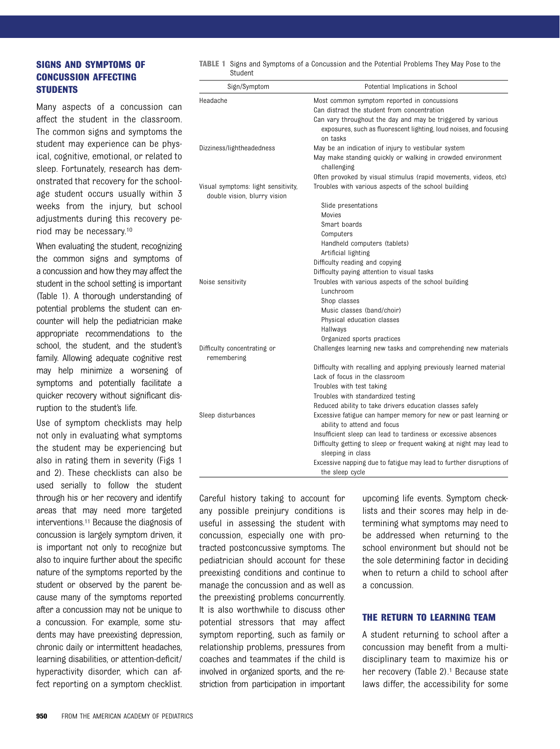## SIGNS AND SYMPTOMS OF CONCUSSION AFFECTING STUDENTS

Many aspects of a concussion can affect the student in the classroom. The common signs and symptoms the student may experience can be physical, cognitive, emotional, or related to sleep. Fortunately, research has demonstrated that recovery for the school-age student occurs usually within 3 weeks from the injury, but school adjustments during this recovery period may be necessary.[10]

When evaluating the student, recognizing the common signs and symptoms of a concussion and how they may affect the student in the school setting is important (Table 1). A thorough understanding of potential problems the student can encounter will help the pediatrician make appropriate recommendations to the school, the student, and the student's family. Allowing adequate cognitive rest may help minimize a worsening of symptoms and potentially facilitate a quicker recovery without significant disruption to the student's life.

Use of symptom checklists may help not only in evaluating what symptoms the student may be experiencing but also in rating them in severity (Figs 1 and 2). These checklists can also be used serially to follow the student through his or her recovery and identify areas that may need more targeted interventions.[11] Because the diagnosis of concussion is largely symptom driven, it is important not only to recognize but also to inquire further about the specific nature of the symptoms reported by the student or observed by the parent because many of the symptoms reported after a concussion may not be unique to a concussion. For example, some students may have preexisting depression, chronic daily or intermittent headaches, learning disabilities, or attention-deficit/hyperactivity disorder, which can affect reporting on a symptom checklist.

**TABLE 1** Signs and Symptoms of a Concussion and the Potential Problems They May Pose to the Student

| Sign/Symptom | Potential Implications in School |
|---|---|
| Headache | Most common symptom reported in concussions |
| | Can distract the student from concentration |
| | Can vary throughout the day and may be triggered by various exposures, such as fluorescent lighting, loud noises, and focusing on tasks |
| Dizziness/lightheadedness | May be an indication of injury to vestibular system |
| | May make standing quickly or walking in crowded environment challenging |
| | Often provoked by visual stimulus (rapid movements, videos, etc) |
| Visual symptoms: light sensitivity, double vision, blurry vision | Troubles with various aspects of the school building |
| | Slide presentations |
| | Movies |
| | Smart boards |
| | Computers |
| | Handheld computers (tablets) |
| | Artificial lighting |
| | Difficulty reading and copying |
| | Difficulty paying attention to visual tasks |
| Noise sensitivity | Troubles with various aspects of the school building |
| | Lunchroom |
| | Shop classes |
| | Music classes (band/choir) |
| | Physical education classes |
| | Hallways |
| | Organized sports practices |
| Difficulty concentrating or remembering | Challenges learning new tasks and comprehending new materials |
| | Difficulty with recalling and applying previously learned material |
| | Lack of focus in the classroom |
| | Troubles with test taking |
| | Troubles with standardized testing |
| | Reduced ability to take drivers education classes safely |
| Sleep disturbances | Excessive fatigue can hamper memory for new or past learning or ability to attend and focus |
| | Insufficient sleep can lead to tardiness or excessive absences |
| | Difficulty getting to sleep or frequent waking at night may lead to sleeping in class |
| | Excessive napping due to fatigue may lead to further disruptions of the sleep cycle |

Careful history taking to account for any possible preinjury conditions is useful in assessing the student with concussion, especially one with protracted postconcussive symptoms. The pediatrician should account for these preexisting conditions and continue to manage the concussion and as well as the preexisting problems concurrently. It is also worthwhile to discuss other potential stressors that may affect symptom reporting, such as family or relationship problems, pressures from coaches and teammates if the child is involved in organized sports, and the restriction from participation in important upcoming life events. Symptom checklists and their scores may help in determining what symptoms may need to be addressed when returning to the school environment but should not be the sole determining factor in deciding when to return a child to school after a concussion.

## THE RETURN TO LEARNING TEAM

A student returning to school after a concussion may benefit from a multidisciplinary team to maximize his or her recovery (Table 2).[1] Because state laws differ, the accessibility for some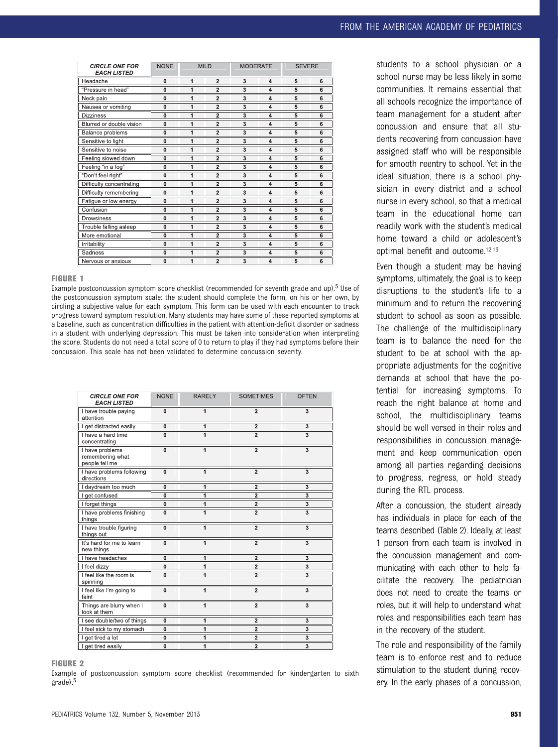| CIRCLE ONE FOR EACH LISTED | NONE | MILD | | MODERATE | | SEVERE | |
|---|---|---|---|---|---|---|---|
| Headache | 0 | 1 | 2 | 3 | 4 | 5 | 6 |
| "Pressure in head" | 0 | 1 | 2 | 3 | 4 | 5 | 6 |
| Neck pain | 0 | 1 | 2 | 3 | 4 | 5 | 6 |
| Nausea or vomiting | 0 | 1 | 2 | 3 | 4 | 5 | 6 |
| Dizziness | 0 | 1 | 2 | 3 | 4 | 5 | 6 |
| Blurred or double vision | 0 | 1 | 2 | 3 | 4 | 5 | 6 |
| Balance problems | 0 | 1 | 2 | 3 | 4 | 5 | 6 |
| Sensitive to light | 0 | 1 | 2 | 3 | 4 | 5 | 6 |
| Sensitive to noise | 0 | 1 | 2 | 3 | 4 | 5 | 6 |
| Feeling slowed down | 0 | 1 | 2 | 3 | 4 | 5 | 6 |
| Feeling "in a fog" | 0 | 1 | 2 | 3 | 4 | 5 | 6 |
| "Don't feel right" | 0 | 1 | 2 | 3 | 4 | 5 | 6 |
| Difficulty concentrating | 0 | 1 | 2 | 3 | 4 | 5 | 6 |
| Difficulty remembering | 0 | 1 | 2 | 3 | 4 | 5 | 6 |
| Fatigue or low energy | 0 | 1 | 2 | 3 | 4 | 5 | 6 |
| Confusion | 0 | 1 | 2 | 3 | 4 | 5 | 6 |
| Drowsiness | 0 | 1 | 2 | 3 | 4 | 5 | 6 |
| Trouble falling asleep | 0 | 1 | 2 | 3 | 4 | 5 | 6 |
| More emotional | 0 | 1 | 2 | 3 | 4 | 5 | 6 |
| Irritability | 0 | 1 | 2 | 3 | 4 | 5 | 6 |
| Sadness | 0 | 1 | 2 | 3 | 4 | 5 | 6 |
| Nervous or anxious | 0 | 1 | 2 | 3 | 4 | 5 | 6 |

**FIGURE 1**

Example postconcussion symptom score checklist (recommended for seventh grade and up).[5] Use of the postconcussion symptom scale: the student should complete the form, on his or her own, by circling a subjective value for each symptom. This form can be used with each encounter to track progress toward symptom resolution. Many students may have some of these reported symptoms at a baseline, such as concentration difficulties in the patient with attention-deficit disorder or sadness in a student with underlying depression. This must be taken into consideration when interpreting the score. Students do not need a total score of 0 to return to play if they had symptoms before their concussion. This scale has not been validated to determine concussion severity.

| CIRCLE ONE FOR EACH LISTED | NONE | RARELY | SOMETIMES | OFTEN |
|---|---|---|---|---|
| I have trouble paying attention | 0 | 1 | 2 | 3 |
| I get distracted easily | 0 | 1 | 2 | 3 |
| I have a hard time concentrating | 0 | 1 | 2 | 3 |
| I have problems remembering what people tell me | 0 | 1 | 2 | 3 |
| I have problems following directions | 0 | 1 | 2 | 3 |
| I daydream too much | 0 | 1 | 2 | 3 |
| I get confused | 0 | 1 | 2 | 3 |
| I forget things | 0 | 1 | 2 | 3 |
| I have problems finishing things | 0 | 1 | 2 | 3 |
| I have trouble figuring things out | 0 | 1 | 2 | 3 |
| It's hard for me to learn new things | 0 | 1 | 2 | 3 |
| I have headaches | 0 | 1 | 2 | 3 |
| I feel dizzy | 0 | 1 | 2 | 3 |
| I feel like the room is spinning | 0 | 1 | 2 | 3 |
| I feel like I'm going to faint | 0 | 1 | 2 | 3 |
| Things are blurry when I look at them | 0 | 1 | 2 | 3 |
| I see double/two of things | 0 | 1 | 2 | 3 |
| I feel sick to my stomach | 0 | 1 | 2 | 3 |
| I get tired a lot | 0 | 1 | 2 | 3 |
| I get tired easily | 0 | 1 | 2 | 3 |

**FIGURE 2**

Example of postconcussion symptom score checklist (recommended for kindergarten to sixth grade).[5]

students to a school physician or a school nurse may be less likely in some communities. It remains essential that all schools recognize the importance of team management for a student after concussion and ensure that all students recovering from concussion have assigned staff who will be responsible for smooth reentry to school. Yet in the ideal situation, there is a school physician in every district and a school nurse in every school, so that a medical team in the educational home can readily work with the student's medical home toward a child or adolescent's optimal benefit and outcome.[12,13]

Even though a student may be having symptoms, ultimately, the goal is to keep disruptions to the student's life to a minimum and to return the recovering student to school as soon as possible. The challenge of the multidisciplinary team is to balance the need for the student to be at school with the appropriate adjustments for the cognitive demands at school that have the potential for increasing symptoms. To reach the right balance at home and school, the multidisciplinary teams should be well versed in their roles and responsibilities in concussion management and keep communication open among all parties regarding decisions to progress, regress, or hold steady during the RTL process.

After a concussion, the student already has individuals in place for each of the teams described (Table 2). Ideally, at least 1 person from each team is involved in the concussion management and communicating with each other to help facilitate the recovery. The pediatrician does not need to create the teams or roles, but it will help to understand what roles and responsibilities each team has in the recovery of the student.

The role and responsibility of the family team is to enforce rest and to reduce stimulation to the student during recovery. In the early phases of a concussion,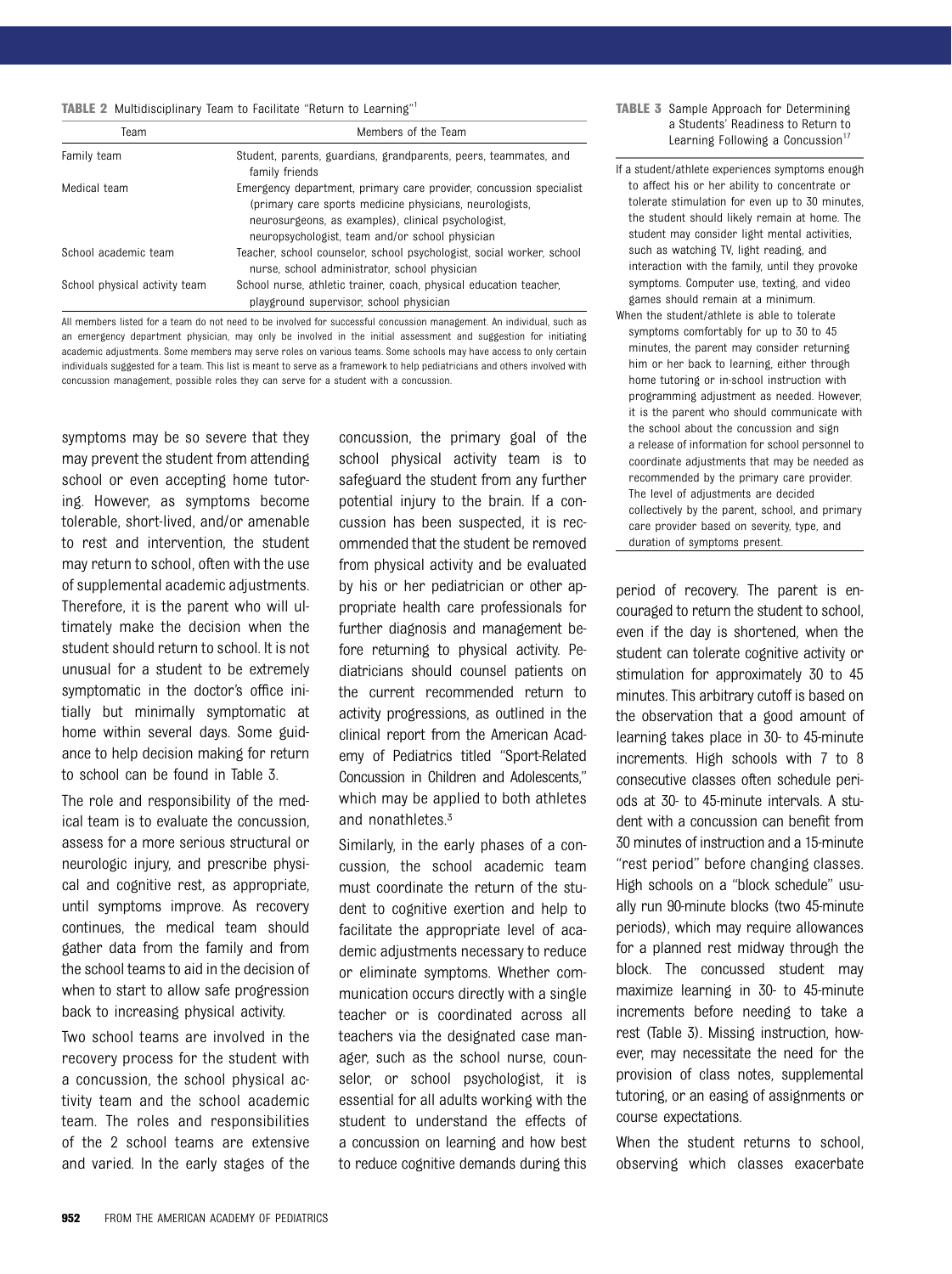**TABLE 2** Multidisciplinary Team to Facilitate "Return to Learning"[1]

| Team | Members of the Team |
| --- | --- |
| Family team | Student, parents, guardians, grandparents, peers, teammates, and family friends |
| Medical team | Emergency department, primary care provider, concussion specialist (primary care sports medicine physicians, neurologists, neurosurgeons, as examples), clinical psychologist, neuropsychologist, team and/or school physician |
| School academic team | Teacher, school counselor, school psychologist, social worker, school nurse, school administrator, school physician |
| School physical activity team | School nurse, athletic trainer, coach, physical education teacher, playground supervisor, school physician |

All members listed for a team do not need to be involved for successful concussion management. An individual, such as an emergency department physician, may only be involved in the initial assessment and suggestion for initiating academic adjustments. Some members may serve roles on various teams. Some schools may have access to only certain individuals suggested for a team. This list is meant to serve as a framework to help pediatricians and others involved with concussion management, possible roles they can serve for a student with a concussion.

**TABLE 3** Sample Approach for Determining a Students' Readiness to Return to Learning Following a Concussion[17]

| |
| --- |
| If a student/athlete experiences symptoms enough to affect his or her ability to concentrate or tolerate stimulation for even up to 30 minutes, the student should likely remain at home. The student may consider light mental activities, such as watching TV, light reading, and interaction with the family, until they provoke symptoms. Computer use, texting, and video games should remain at a minimum. |
| When the student/athlete is able to tolerate symptoms comfortably for up to 30 to 45 minutes, the parent may consider returning him or her back to learning, either through home tutoring or in-school instruction with programming adjustment as needed. However, it is the parent who should communicate with the school about the concussion and sign a release of information for school personnel to coordinate adjustments that may be needed as recommended by the primary care provider. The level of adjustments are decided collectively by the parent, school, and primary care provider based on severity, type, and duration of symptoms present. |

symptoms may be so severe that they may prevent the student from attending school or even accepting home tutoring. However, as symptoms become tolerable, short-lived, and/or amenable to rest and intervention, the student may return to school, often with the use of supplemental academic adjustments. Therefore, it is the parent who will ultimately make the decision when the student should return to school. It is not unusual for a student to be extremely symptomatic in the doctor's office initially but minimally symptomatic at home within several days. Some guidance to help decision making for return to school can be found in Table 3.

The role and responsibility of the medical team is to evaluate the concussion, assess for a more serious structural or neurologic injury, and prescribe physical and cognitive rest, as appropriate, until symptoms improve. As recovery continues, the medical team should gather data from the family and from the school teams to aid in the decision of when to start to allow safe progression back to increasing physical activity.

Two school teams are involved in the recovery process for the student with a concussion, the school physical activity team and the school academic team. The roles and responsibilities of the 2 school teams are extensive and varied. In the early stages of the concussion, the primary goal of the school physical activity team is to safeguard the student from any further potential injury to the brain. If a concussion has been suspected, it is recommended that the student be removed from physical activity and be evaluated by his or her pediatrician or other appropriate health care professionals for further diagnosis and management before returning to physical activity. Pediatricians should counsel patients on the current recommended return to activity progressions, as outlined in the clinical report from the American Academy of Pediatrics titled "Sport-Related Concussion in Children and Adolescents," which may be applied to both athletes and nonathletes.[3]

Similarly, in the early phases of a concussion, the school academic team must coordinate the return of the student to cognitive exertion and help to facilitate the appropriate level of academic adjustments necessary to reduce or eliminate symptoms. Whether communication occurs directly with a single teacher or is coordinated across all teachers via the designated case manager, such as the school nurse, counselor, or school psychologist, it is essential for all adults working with the student to understand the effects of a concussion on learning and how best to reduce cognitive demands during this period of recovery. The parent is encouraged to return the student to school, even if the day is shortened, when the student can tolerate cognitive activity or stimulation for approximately 30 to 45 minutes. This arbitrary cutoff is based on the observation that a good amount of learning takes place in 30- to 45-minute increments. High schools with 7 to 8 consecutive classes often schedule periods at 30- to 45-minute intervals. A student with a concussion can benefit from 30 minutes of instruction and a 15-minute "rest period" before changing classes. High schools on a "block schedule" usually run 90-minute blocks (two 45-minute periods), which may require allowances for a planned rest midway through the block. The concussed student may maximize learning in 30- to 45-minute increments before needing to take a rest (Table 3). Missing instruction, however, may necessitate the need for the provision of class notes, supplemental tutoring, or an easing of assignments or course expectations.

When the student returns to school, observing which classes exacerbate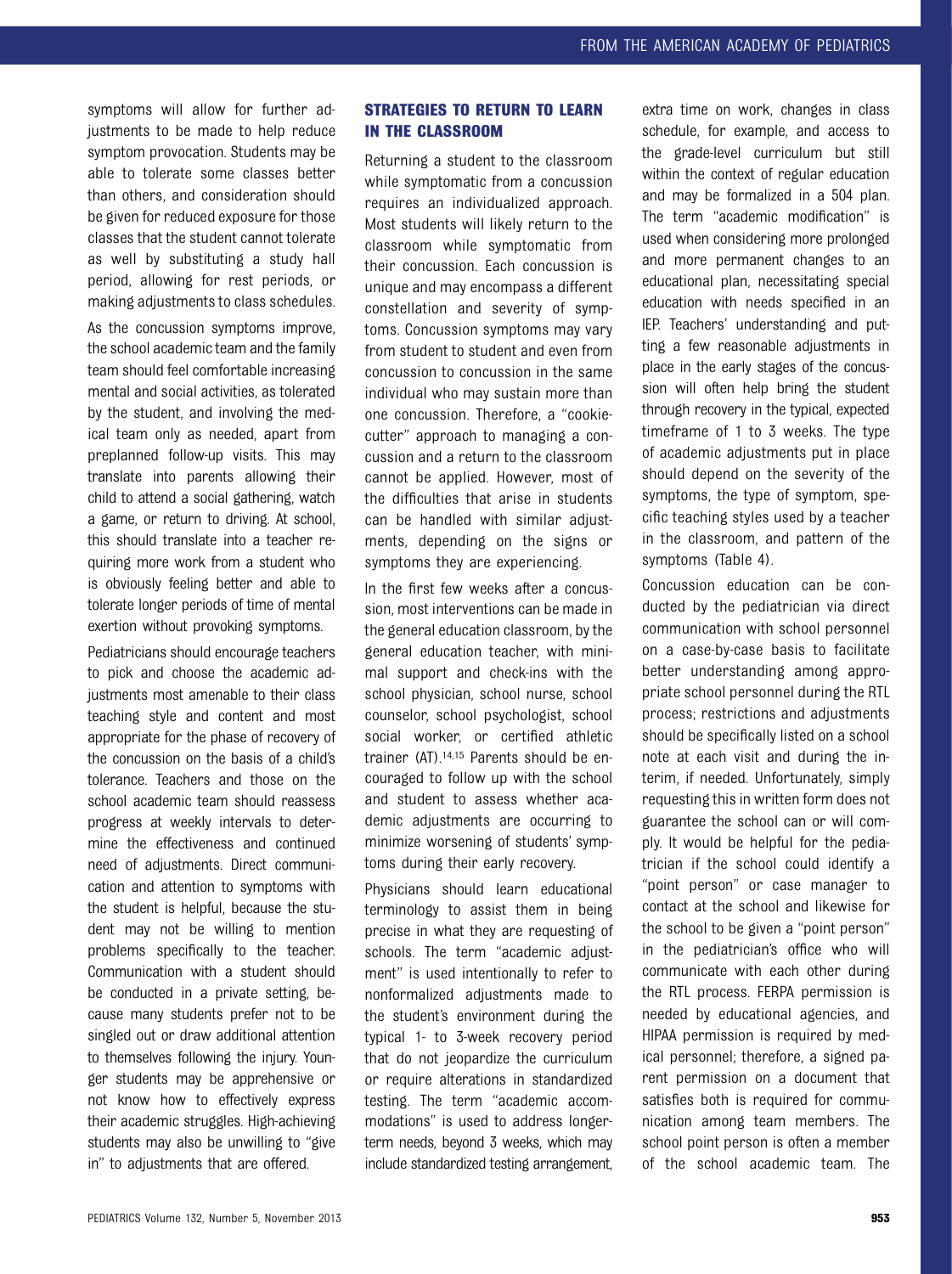symptoms will allow for further adjustments to be made to help reduce symptom provocation. Students may be able to tolerate some classes better than others, and consideration should be given for reduced exposure for those classes that the student cannot tolerate as well by substituting a study hall period, allowing for rest periods, or making adjustments to class schedules.

As the concussion symptoms improve, the school academic team and the family team should feel comfortable increasing mental and social activities, as tolerated by the student, and involving the medical team only as needed, apart from preplanned follow-up visits. This may translate into parents allowing their child to attend a social gathering, watch a game, or return to driving. At school, this should translate into a teacher requiring more work from a student who is obviously feeling better and able to tolerate longer periods of time of mental exertion without provoking symptoms.

Pediatricians should encourage teachers to pick and choose the academic adjustments most amenable to their class teaching style and content and most appropriate for the phase of recovery of the concussion on the basis of a child's tolerance. Teachers and those on the school academic team should reassess progress at weekly intervals to determine the effectiveness and continued need of adjustments. Direct communication and attention to symptoms with the student is helpful, because the student may not be willing to mention problems specifically to the teacher. Communication with a student should be conducted in a private setting, because many students prefer not to be singled out or draw additional attention to themselves following the injury. Younger students may be apprehensive or not know how to effectively express their academic struggles. High-achieving students may also be unwilling to "give in" to adjustments that are offered.

## STRATEGIES TO RETURN TO LEARN IN THE CLASSROOM

Returning a student to the classroom while symptomatic from a concussion requires an individualized approach. Most students will likely return to the classroom while symptomatic from their concussion. Each concussion is unique and may encompass a different constellation and severity of symptoms. Concussion symptoms may vary from student to student and even from concussion to concussion in the same individual who may sustain more than one concussion. Therefore, a "cookie-cutter" approach to managing a concussion and a return to the classroom cannot be applied. However, most of the difficulties that arise in students can be handled with similar adjustments, depending on the signs or symptoms they are experiencing.

In the first few weeks after a concussion, most interventions can be made in the general education classroom, by the general education teacher, with minimal support and check-ins with the school physician, school nurse, school counselor, school psychologist, school social worker, or certified athletic trainer (AT).[14,15] Parents should be encouraged to follow up with the school and student to assess whether academic adjustments are occurring to minimize worsening of students' symptoms during their early recovery.

Physicians should learn educational terminology to assist them in being precise in what they are requesting of schools. The term "academic adjustment" is used intentionally to refer to nonformalized adjustments made to the student's environment during the typical 1- to 3-week recovery period that do not jeopardize the curriculum or require alterations in standardized testing. The term "academic accommodations" is used to address longer-term needs, beyond 3 weeks, which may include standardized testing arrangement, extra time on work, changes in class schedule, for example, and access to the grade-level curriculum but still within the context of regular education and may be formalized in a 504 plan. The term "academic modification" is used when considering more prolonged and more permanent changes to an educational plan, necessitating special education with needs specified in an IEP. Teachers' understanding and putting a few reasonable adjustments in place in the early stages of the concussion will often help bring the student through recovery in the typical, expected timeframe of 1 to 3 weeks. The type of academic adjustments put in place should depend on the severity of the symptoms, the type of symptom, specific teaching styles used by a teacher in the classroom, and pattern of the symptoms (Table 4).

Concussion education can be conducted by the pediatrician via direct communication with school personnel on a case-by-case basis to facilitate better understanding among appropriate school personnel during the RTL process; restrictions and adjustments should be specifically listed on a school note at each visit and during the interim, if needed. Unfortunately, simply requesting this in written form does not guarantee the school can or will comply. It would be helpful for the pediatrician if the school could identify a "point person" or case manager to contact at the school and likewise for the school to be given a "point person" in the pediatrician's office who will communicate with each other during the RTL process. FERPA permission is needed by educational agencies, and HIPAA permission is required by medical personnel; therefore, a signed parent permission on a document that satisfies both is required for communication among team members. The school point person is often a member of the school academic team. The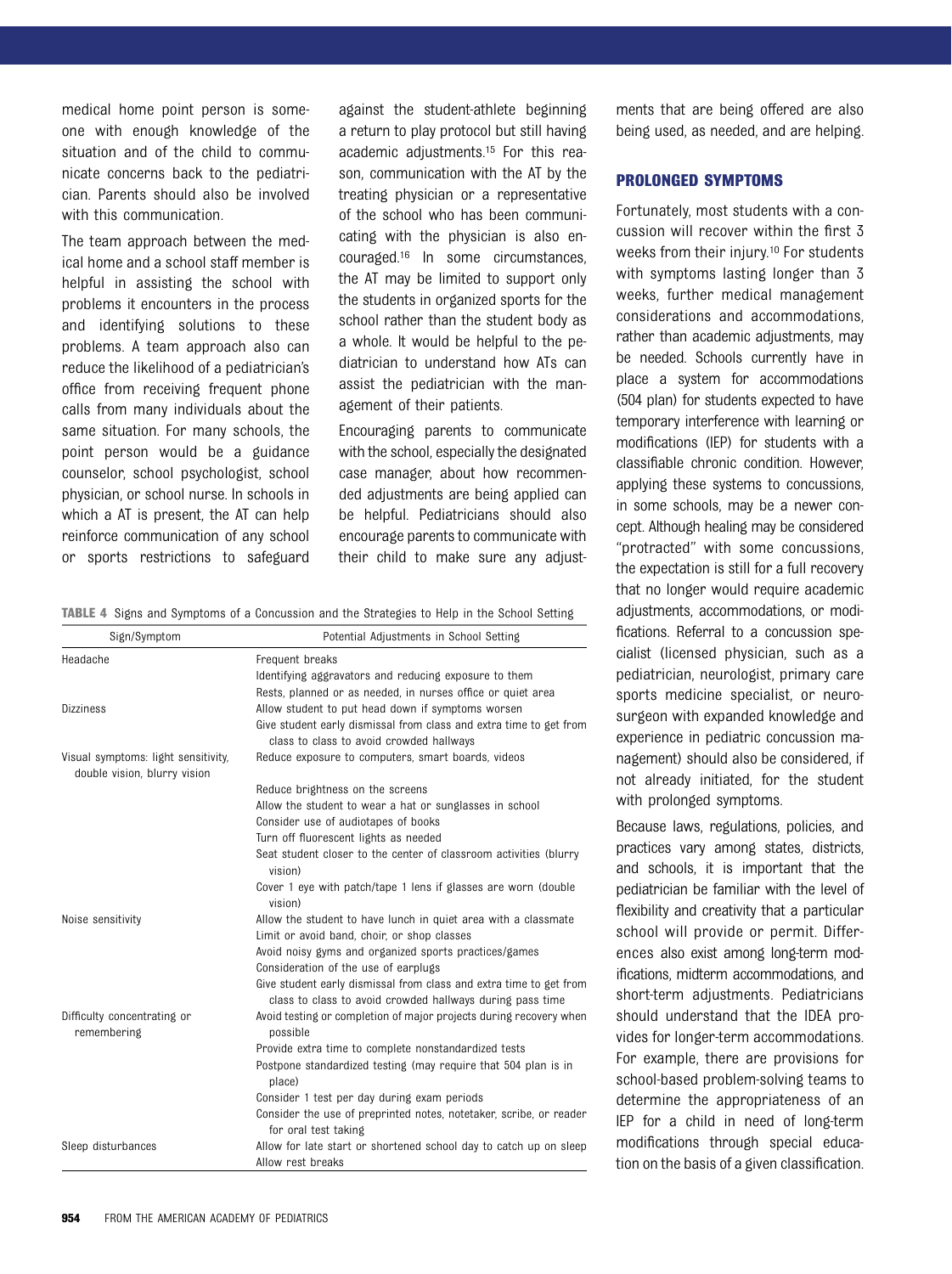medical home point person is someone with enough knowledge of the situation and of the child to communicate concerns back to the pediatrician. Parents should also be involved with this communication.

The team approach between the medical home and a school staff member is helpful in assisting the school with problems it encounters in the process and identifying solutions to these problems. A team approach also can reduce the likelihood of a pediatrician's office from receiving frequent phone calls from many individuals about the same situation. For many schools, the point person would be a guidance counselor, school psychologist, school physician, or school nurse. In schools in which a AT is present, the AT can help reinforce communication of any school or sports restrictions to safeguard against the student-athlete beginning a return to play protocol but still having academic adjustments.[15] For this reason, communication with the AT by the treating physician or a representative of the school who has been communicating with the physician is also encouraged.[16] In some circumstances, the AT may be limited to support only the students in organized sports for the school rather than the student body as a whole. It would be helpful to the pediatrician to understand how ATs can assist the pediatrician with the management of their patients.

Encouraging parents to communicate with the school, especially the designated case manager, about how recommended adjustments are being applied can be helpful. Pediatricians should also encourage parents to communicate with their child to make sure any adjustments that are being offered are also being used, as needed, and are helping.

**TABLE 4** Signs and Symptoms of a Concussion and the Strategies to Help in the School Setting

| Sign/Symptom | Potential Adjustments in School Setting |
|---|---|
| Headache | Frequent breaks |
| | Identifying aggravators and reducing exposure to them |
| | Rests, planned or as needed, in nurses office or quiet area |
| Dizziness | Allow student to put head down if symptoms worsen |
| | Give student early dismissal from class and extra time to get from class to class to avoid crowded hallways |
| Visual symptoms: light sensitivity, double vision, blurry vision | Reduce exposure to computers, smart boards, videos |
| | Reduce brightness on the screens |
| | Allow the student to wear a hat or sunglasses in school |
| | Consider use of audiotapes of books |
| | Turn off fluorescent lights as needed |
| | Seat student closer to the center of classroom activities (blurry vision) |
| | Cover 1 eye with patch/tape 1 lens if glasses are worn (double vision) |
| Noise sensitivity | Allow the student to have lunch in quiet area with a classmate |
| | Limit or avoid band, choir, or shop classes |
| | Avoid noisy gyms and organized sports practices/games |
| | Consideration of the use of earplugs |
| | Give student early dismissal from class and extra time to get from class to class to avoid crowded hallways during pass time |
| Difficulty concentrating or remembering | Avoid testing or completion of major projects during recovery when possible |
| | Provide extra time to complete nonstandardized tests |
| | Postpone standardized testing (may require that 504 plan is in place) |
| | Consider 1 test per day during exam periods |
| | Consider the use of preprinted notes, notetaker, scribe, or reader for oral test taking |
| Sleep disturbances | Allow for late start or shortened school day to catch up on sleep |
| | Allow rest breaks |

## PROLONGED SYMPTOMS

Fortunately, most students with a concussion will recover within the first 3 weeks from their injury.[10] For students with symptoms lasting longer than 3 weeks, further medical management considerations and accommodations, rather than academic adjustments, may be needed. Schools currently have in place a system for accommodations (504 plan) for students expected to have temporary interference with learning or modifications (IEP) for students with a classifiable chronic condition. However, applying these systems to concussions, in some schools, may be a newer concept. Although healing may be considered "protracted" with some concussions, the expectation is still for a full recovery that no longer would require academic adjustments, accommodations, or modifications. Referral to a concussion specialist (licensed physician, such as a pediatrician, neurologist, primary care sports medicine specialist, or neurosurgeon with expanded knowledge and experience in pediatric concussion management) should also be considered, if not already initiated, for the student with prolonged symptoms.

Because laws, regulations, policies, and practices vary among states, districts, and schools, it is important that the pediatrician be familiar with the level of flexibility and creativity that a particular school will provide or permit. Differences also exist among long-term modifications, midterm accommodations, and short-term adjustments. Pediatricians should understand that the IDEA provides for longer-term accommodations. For example, there are provisions for school-based problem-solving teams to determine the appropriateness of an IEP for a child in need of long-term modifications through special education on the basis of a given classification.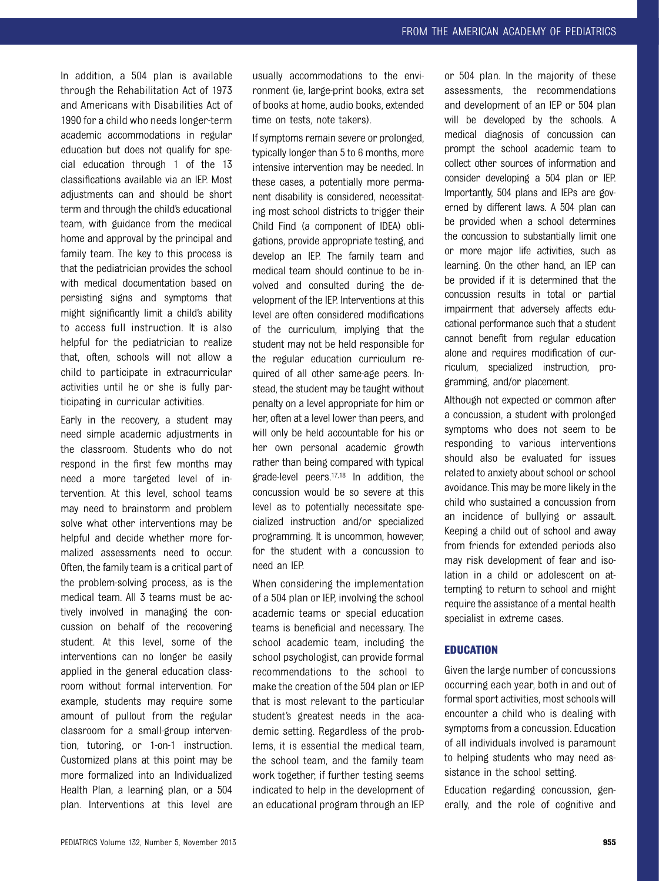In addition, a 504 plan is available through the Rehabilitation Act of 1973 and Americans with Disabilities Act of 1990 for a child who needs longer-term academic accommodations in regular education but does not qualify for special education through 1 of the 13 classifications available via an IEP. Most adjustments can and should be short term and through the child's educational team, with guidance from the medical home and approval by the principal and family team. The key to this process is that the pediatrician provides the school with medical documentation based on persisting signs and symptoms that might significantly limit a child's ability to access full instruction. It is also helpful for the pediatrician to realize that, often, schools will not allow a child to participate in extracurricular activities until he or she is fully participating in curricular activities.

Early in the recovery, a student may need simple academic adjustments in the classroom. Students who do not respond in the first few months may need a more targeted level of intervention. At this level, school teams may need to brainstorm and problem solve what other interventions may be helpful and decide whether more formalized assessments need to occur. Often, the family team is a critical part of the problem-solving process, as is the medical team. All 3 teams must be actively involved in managing the concussion on behalf of the recovering student. At this level, some of the interventions can no longer be easily applied in the general education classroom without formal intervention. For example, students may require some amount of pullout from the regular classroom for a small-group intervention, tutoring, or 1-on-1 instruction. Customized plans at this point may be more formalized into an Individualized Health Plan, a learning plan, or a 504 plan. Interventions at this level are usually accommodations to the environment (ie, large-print books, extra set of books at home, audio books, extended time on tests, note takers).

If symptoms remain severe or prolonged, typically longer than 5 to 6 months, more intensive intervention may be needed. In these cases, a potentially more permanent disability is considered, necessitating most school districts to trigger their Child Find (a component of IDEA) obligations, provide appropriate testing, and develop an IEP. The family team and medical team should continue to be involved and consulted during the development of the IEP. Interventions at this level are often considered modifications of the curriculum, implying that the student may not be held responsible for the regular education curriculum required of all other same-age peers. Instead, the student may be taught without penalty on a level appropriate for him or her, often at a level lower than peers, and will only be held accountable for his or her own personal academic growth rather than being compared with typical grade-level peers.[17,18] In addition, the concussion would be so severe at this level as to potentially necessitate specialized instruction and/or specialized programming. It is uncommon, however, for the student with a concussion to need an IEP.

When considering the implementation of a 504 plan or IEP, involving the school academic teams or special education teams is beneficial and necessary. The school academic team, including the school psychologist, can provide formal recommendations to the school to make the creation of the 504 plan or IEP that is most relevant to the particular student's greatest needs in the academic setting. Regardless of the problems, it is essential the medical team, the school team, and the family team work together, if further testing seems indicated to help in the development of an educational program through an IEP or 504 plan. In the majority of these assessments, the recommendations and development of an IEP or 504 plan will be developed by the schools. A medical diagnosis of concussion can prompt the school academic team to collect other sources of information and consider developing a 504 plan or IEP. Importantly, 504 plans and IEPs are governed by different laws. A 504 plan can be provided when a school determines the concussion to substantially limit one or more major life activities, such as learning. On the other hand, an IEP can be provided if it is determined that the concussion results in total or partial impairment that adversely affects educational performance such that a student cannot benefit from regular education alone and requires modification of curriculum, specialized instruction, programming, and/or placement.

Although not expected or common after a concussion, a student with prolonged symptoms who does not seem to be responding to various interventions should also be evaluated for issues related to anxiety about school or school avoidance. This may be more likely in the child who sustained a concussion from an incidence of bullying or assault. Keeping a child out of school and away from friends for extended periods also may risk development of fear and isolation in a child or adolescent on attempting to return to school and might require the assistance of a mental health specialist in extreme cases.

## EDUCATION

Given the large number of concussions occurring each year, both in and out of formal sport activities, most schools will encounter a child who is dealing with symptoms from a concussion. Education of all individuals involved is paramount to helping students who may need assistance in the school setting.

Education regarding concussion, generally, and the role of cognitive and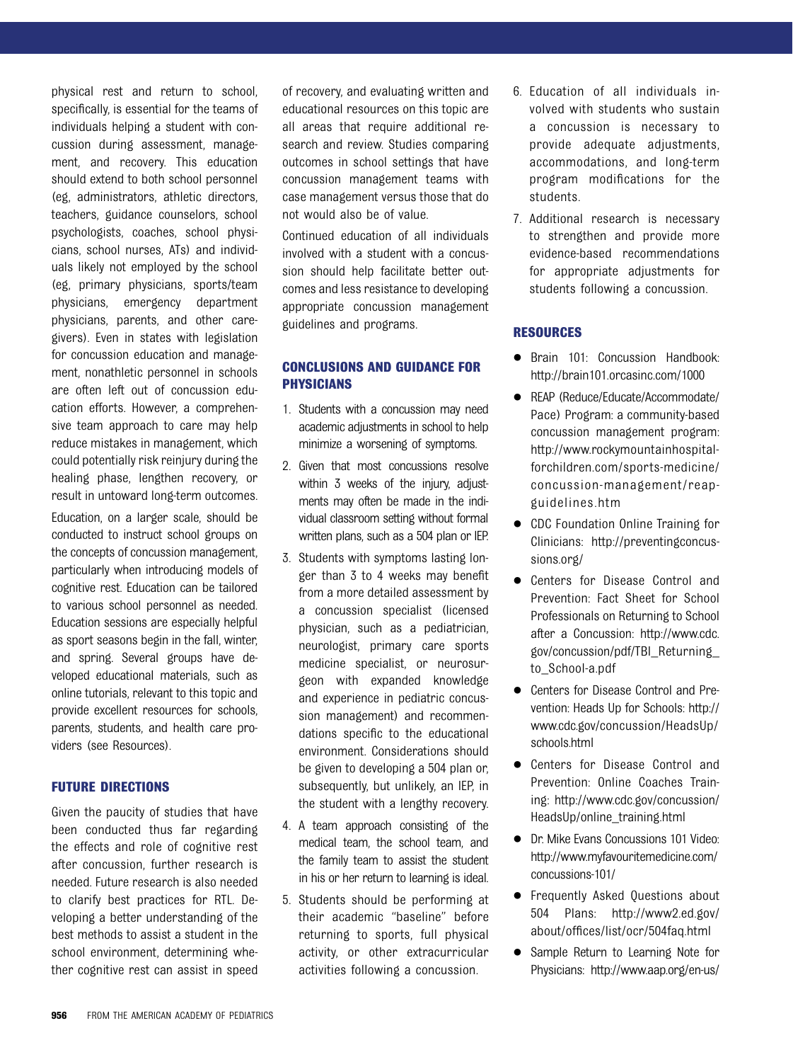physical rest and return to school, specifically, is essential for the teams of individuals helping a student with concussion during assessment, management, and recovery. This education should extend to both school personnel (eg, administrators, athletic directors, teachers, guidance counselors, school psychologists, coaches, school physicians, school nurses, ATs) and individuals likely not employed by the school (eg, primary physicians, sports/team physicians, emergency department physicians, parents, and other caregivers). Even in states with legislation for concussion education and management, nonathletic personnel in schools are often left out of concussion education efforts. However, a comprehensive team approach to care may help reduce mistakes in management, which could potentially risk reinjury during the healing phase, lengthen recovery, or result in untoward long-term outcomes.

Education, on a larger scale, should be conducted to instruct school groups on the concepts of concussion management, particularly when introducing models of cognitive rest. Education can be tailored to various school personnel as needed. Education sessions are especially helpful as sport seasons begin in the fall, winter, and spring. Several groups have developed educational materials, such as online tutorials, relevant to this topic and provide excellent resources for schools, parents, students, and health care providers (see Resources).

## FUTURE DIRECTIONS

Given the paucity of studies that have been conducted thus far regarding the effects and role of cognitive rest after concussion, further research is needed. Future research is also needed to clarify best practices for RTL. Developing a better understanding of the best methods to assist a student in the school environment, determining whether cognitive rest can assist in speed of recovery, and evaluating written and educational resources on this topic are all areas that require additional research and review. Studies comparing outcomes in school settings that have concussion management teams with case management versus those that do not would also be of value.

Continued education of all individuals involved with a student with a concussion should help facilitate better outcomes and less resistance to developing appropriate concussion management guidelines and programs.

## CONCLUSIONS AND GUIDANCE FOR PHYSICIANS

1. Students with a concussion may need academic adjustments in school to help minimize a worsening of symptoms.
2. Given that most concussions resolve within 3 weeks of the injury, adjustments may often be made in the individual classroom setting without formal written plans, such as a 504 plan or IEP.
3. Students with symptoms lasting longer than 3 to 4 weeks may benefit from a more detailed assessment by a concussion specialist (licensed physician, such as a pediatrician, neurologist, primary care sports medicine specialist, or neurosurgeon with expanded knowledge and experience in pediatric concussion management) and recommendations specific to the educational environment. Considerations should be given to developing a 504 plan or, subsequently, but unlikely, an IEP, in the student with a lengthy recovery.
4. A team approach consisting of the medical team, the school team, and the family team to assist the student in his or her return to learning is ideal.
5. Students should be performing at their academic "baseline" before returning to sports, full physical activity, or other extracurricular activities following a concussion.
6. Education of all individuals involved with students who sustain a concussion is necessary to provide adequate adjustments, accommodations, and long-term program modifications for the students.
7. Additional research is necessary to strengthen and provide more evidence-based recommendations for appropriate adjustments for students following a concussion.

## RESOURCES

- Brain 101: Concussion Handbook: http://brain101.orcasinc.com/1000
- REAP (Reduce/Educate/Accommodate/Pace) Program: a community-based concussion management program: http://www.rockymountainhospitalforchildren.com/sports-medicine/concussion-management/reap-guidelines.htm
- CDC Foundation Online Training for Clinicians: http://preventingconcussions.org/
- Centers for Disease Control and Prevention: Fact Sheet for School Professionals on Returning to School after a Concussion: http://www.cdc.gov/concussion/pdf/TBI_Returning_to_School-a.pdf
- Centers for Disease Control and Prevention: Heads Up for Schools: http://www.cdc.gov/concussion/HeadsUp/schools.html
- Centers for Disease Control and Prevention: Online Coaches Training: http://www.cdc.gov/concussion/HeadsUp/online_training.html
- Dr. Mike Evans Concussions 101 Video: http://www.myfavouritemedicine.com/concussions-101/
- Frequently Asked Questions about 504 Plans: http://www2.ed.gov/about/offices/list/ocr/504faq.html
- Sample Return to Learning Note for Physicians: http://www.aap.org/en-us/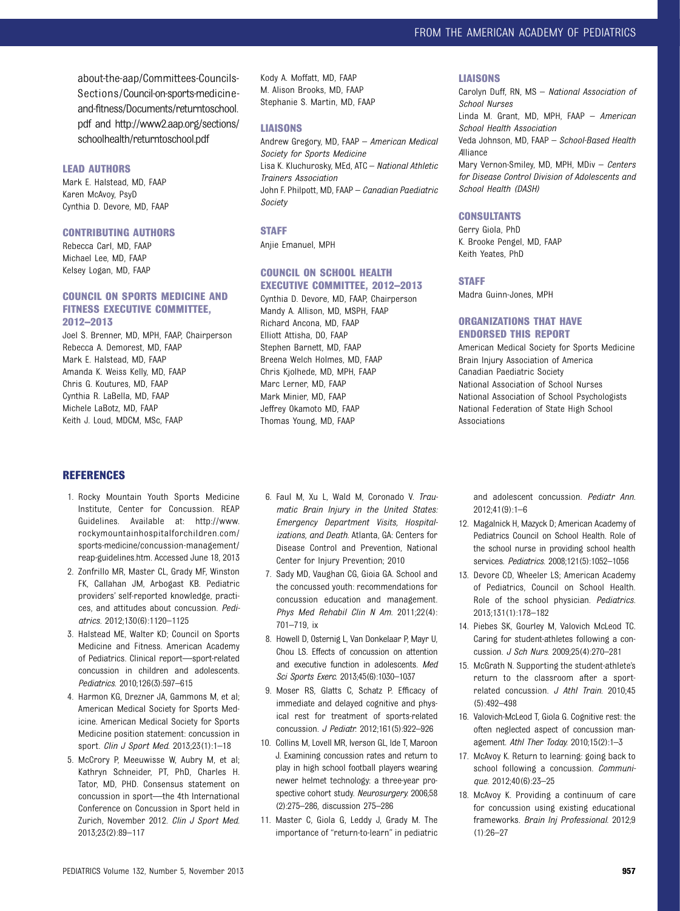about-the-aap/Committees-Councils-Sections/Council-on-sports-medicine-and-fitness/Documents/returntoschool.pdf and http://www2.aap.org/sections/schoolhealth/returntoschool.pdf

### LEAD AUTHORS

Mark E. Halstead, MD, FAAP
Karen McAvoy, PsyD
Cynthia D. Devore, MD, FAAP

### CONTRIBUTING AUTHORS

Rebecca Carl, MD, FAAP
Michael Lee, MD, FAAP
Kelsey Logan, MD, FAAP

### COUNCIL ON SPORTS MEDICINE AND FITNESS EXECUTIVE COMMITTEE, 2012–2013

Joel S. Brenner, MD, MPH, FAAP, Chairperson
Rebecca A. Demorest, MD, FAAP
Mark E. Halstead, MD, FAAP
Amanda K. Weiss Kelly, MD, FAAP
Chris G. Koutures, MD, FAAP
Cynthia R. LaBella, MD, FAAP
Michele LaBotz, MD, FAAP
Keith J. Loud, MDCM, MSc, FAAP
Kody A. Moffatt, MD, FAAP
M. Alison Brooks, MD, FAAP
Stephanie S. Martin, MD, FAAP

### LIAISONS

Andrew Gregory, MD, FAAP – *American Medical Society for Sports Medicine*
Lisa K. Kluchurosky, MEd, ATC – *National Athletic Trainers Association*
John F. Philpott, MD, FAAP – *Canadian Paediatric Society*

### STAFF

Anjie Emanuel, MPH

### COUNCIL ON SCHOOL HEALTH EXECUTIVE COMMITTEE, 2012–2013

Cynthia D. Devore, MD, FAAP, Chairperson
Mandy A. Allison, MD, MSPH, FAAP
Richard Ancona, MD, FAAP
Elliott Attisha, DO, FAAP
Stephen Barnett, MD, FAAP
Breena Welch Holmes, MD, FAAP
Chris Kjolhede, MD, MPH, FAAP
Marc Lerner, MD, FAAP
Mark Minier, MD, FAAP
Jeffrey Okamoto MD, FAAP
Thomas Young, MD, FAAP

### LIAISONS

Carolyn Duff, RN, MS – *National Association of School Nurses*
Linda M. Grant, MD, MPH, FAAP – *American School Health Association*
Veda Johnson, MD, FAAP – *School-Based Health Alliance*
Mary Vernon-Smiley, MD, MPH, MDiv – *Centers for Disease Control Division of Adolescents and School Health (DASH)*

### CONSULTANTS

Gerry Gioia, PhD
K. Brooke Pengel, MD, FAAP
Keith Yeates, PhD

### STAFF

Madra Guinn-Jones, MPH

### ORGANIZATIONS THAT HAVE ENDORSED THIS REPORT

American Medical Society for Sports Medicine
Brain Injury Association of America
Canadian Paediatric Society
National Association of School Nurses
National Association of School Psychologists
National Federation of State High School Associations

## REFERENCES

1. Rocky Mountain Youth Sports Medicine Institute, Center for Concussion. REAP Guidelines. Available at: http://www.rockymountainhospitalforchildren.com/sports-medicine/concussion-management/reap-guidelines.htm. Accessed June 18, 2013
2. Zonfrillo MR, Master CL, Grady MF, Winston FK, Callahan JM, Arbogast KB. Pediatric providers' self-reported knowledge, practices, and attitudes about concussion. *Pediatrics*. 2012;130(6):1120–1125
3. Halstead ME, Walter KD; Council on Sports Medicine and Fitness. American Academy of Pediatrics. Clinical report—sport-related concussion in children and adolescents. *Pediatrics*. 2010;126(3):597–615
4. Harmon KG, Drezner JA, Gammons M, et al; American Medical Society for Sports Medicine. American Medical Society for Sports Medicine position statement: concussion in sport. *Clin J Sport Med*. 2013;23(1):1–18
5. McCrory P, Meeuwisse W, Aubry M, et al; Kathryn Schneider, PT, PhD, Charles H. Tator, MD, PHD. Consensus statement on concussion in sport—the 4th International Conference on Concussion in Sport held in Zurich, November 2012. *Clin J Sport Med*. 2013;23(2):89–117
6. Faul M, Xu L, Wald M, Coronado V. *Traumatic Brain Injury in the United States: Emergency Department Visits, Hospitalizations, and Death*. Atlanta, GA: Centers for Disease Control and Prevention, National Center for Injury Prevention; 2010
7. Sady MD, Vaughan CG, Gioia GA. School and the concussed youth: recommendations for concussion education and management. *Phys Med Rehabil Clin N Am*. 2011;22(4):701–719, ix
8. Howell D, Osternig L, Van Donkelaar P, Mayr U, Chou LS. Effects of concussion on attention and executive function in adolescents. *Med Sci Sports Exerc*. 2013;45(6):1030–1037
9. Moser RS, Glatts C, Schatz P. Efficacy of immediate and delayed cognitive and physical rest for treatment of sports-related concussion. *J Pediatr*. 2012;161(5):922–926
10. Collins M, Lovell MR, Iverson GL, Ide T, Maroon J. Examining concussion rates and return to play in high school football players wearing newer helmet technology: a three-year prospective cohort study. *Neurosurgery*. 2006;58(2):275–286, discussion 275–286
11. Master C, Giola G, Leddy J, Grady M. The importance of "return-to-learn" in pediatric and adolescent concussion. *Pediatr Ann*. 2012;41(9):1–6
12. Magalnick H, Mazyck D; American Academy of Pediatrics Council on School Health. Role of the school nurse in providing school health services. *Pediatrics*. 2008;121(5):1052–1056
13. Devore CD, Wheeler LS; American Academy of Pediatrics, Council on School Health. Role of the school physician. *Pediatrics*. 2013;131(1):178–182
14. Piebes SK, Gourley M, Valovich McLeod TC. Caring for student-athletes following a concussion. *J Sch Nurs*. 2009;25(4):270–281
15. McGrath N. Supporting the student-athlete's return to the classroom after a sport-related concussion. *J Athl Train*. 2010;45(5):492–498
16. Valovich-McLeod T, Giola G. Cognitive rest: the often neglected aspect of concussion management. *Athl Ther Today*. 2010;15(2):1–3
17. McAvoy K. Return to learning: going back to school following a concussion. *Communique*. 2012;40(6):23–25
18. McAvoy K. Providing a continuum of care for concussion using existing educational frameworks. *Brain Inj Professional*. 2012;9(1):26–27